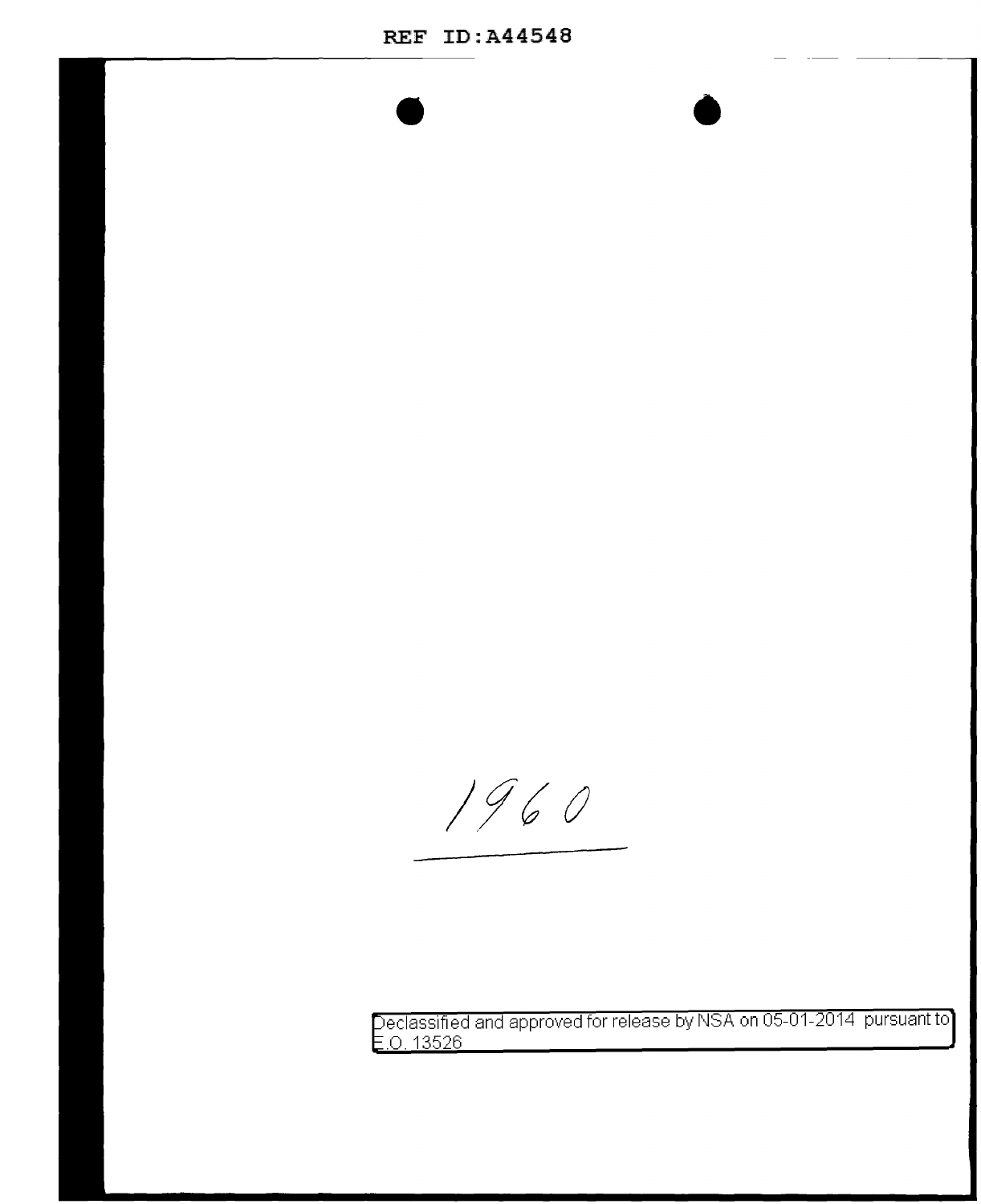REF ID:A44548

1960

Declassified and approved for release by NSA on 05-01-2014 pursuant to E.O. 13526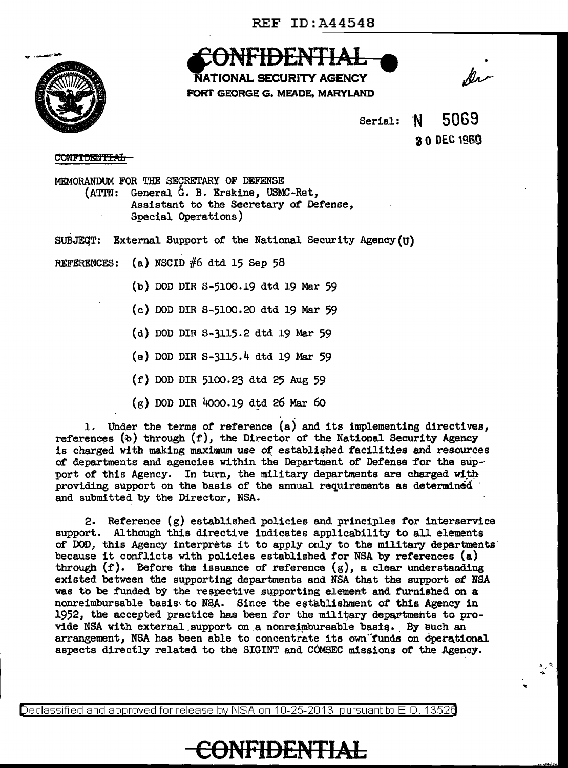REF ID:A44548

# CONFIDENTIAL

**NATIONAL SECURITY AGENCY**
**FORT GEORGE G. MEADE, MARYLAND**

Serial: N 5069
30 DEC 1960

~~CONFIDENTIAL~~

MEMORANDUM FOR THE SECRETARY OF DEFENSE
(ATTN: General G. B. Erskine, USMC-Ret,
Assistant to the Secretary of Defense,
Special Operations)

SUBJECT: External Support of the National Security Agency (U)

REFERENCES: (a) NSCID #6 dtd 15 Sep 58

(b) DOD DIR S-5100.19 dtd 19 Mar 59

(c) DOD DIR S-5100.20 dtd 19 Mar 59

(d) DOD DIR S-3115.2 dtd 19 Mar 59

(e) DOD DIR S-3115.4 dtd 19 Mar 59

(f) DOD DIR 5100.23 dtd 25 Aug 59

(g) DOD DIR 4000.19 dtd 26 Mar 60

1. Under the terms of reference (a) and its implementing directives, references (b) through (f), the Director of the National Security Agency is charged with making maximum use of established facilities and resources of departments and agencies within the Department of Defense for the support of this Agency. In turn, the military departments are charged with providing support on the basis of the annual requirements as determined and submitted by the Director, NSA.

2. Reference (g) established policies and principles for interservice support. Although this directive indicates applicability to all elements of DOD, this Agency interprets it to apply only to the military departments because it conflicts with policies established for NSA by references (a) through (f). Before the issuance of reference (g), a clear understanding existed between the supporting departments and NSA that the support of NSA was to be funded by the respective supporting element and furnished on a nonreimbursable basis to NSA. Since the establishment of this Agency in 1952, the accepted practice has been for the military departments to provide NSA with external support on a nonreimbursable basis. By such an arrangement, NSA has been able to concentrate its own funds on operational aspects directly related to the SIGINT and COMSEC missions of the Agency.

Declassified and approved for release by NSA on 10-25-2013 pursuant to E.O. 13526

# CONFIDENTIAL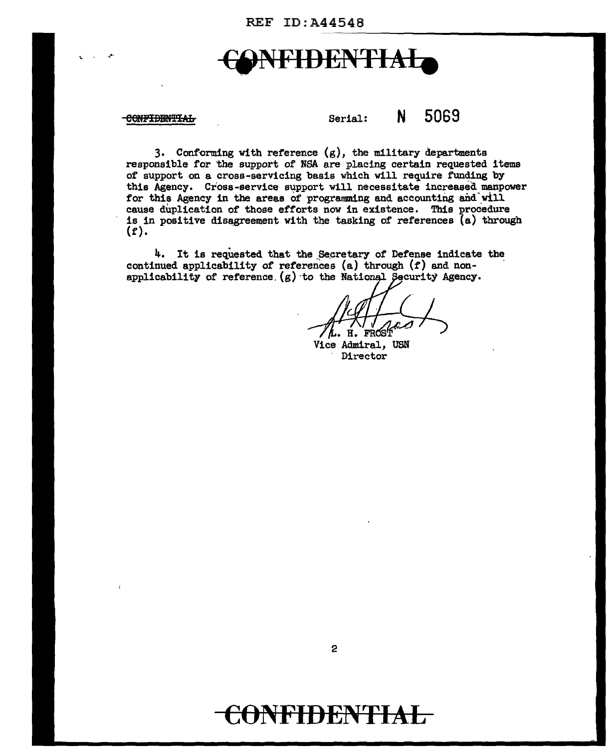CONFIDENTIAL

Serial: N 5069

3. Conforming with reference (g), the military departments responsible for the support of NSA are placing certain requested items of support on a cross-servicing basis which will require funding by this Agency. Cross-service support will necessitate increased manpower for this Agency in the areas of programming and accounting and will cause duplication of those efforts now in existence. This procedure is in positive disagreement with the tasking of references (a) through (f).

4. It is requested that the Secretary of Defense indicate the continued applicability of references (a) through (f) and non-applicability of reference (g) to the National Security Agency.

L. H. FROST
Vice Admiral, USN
Director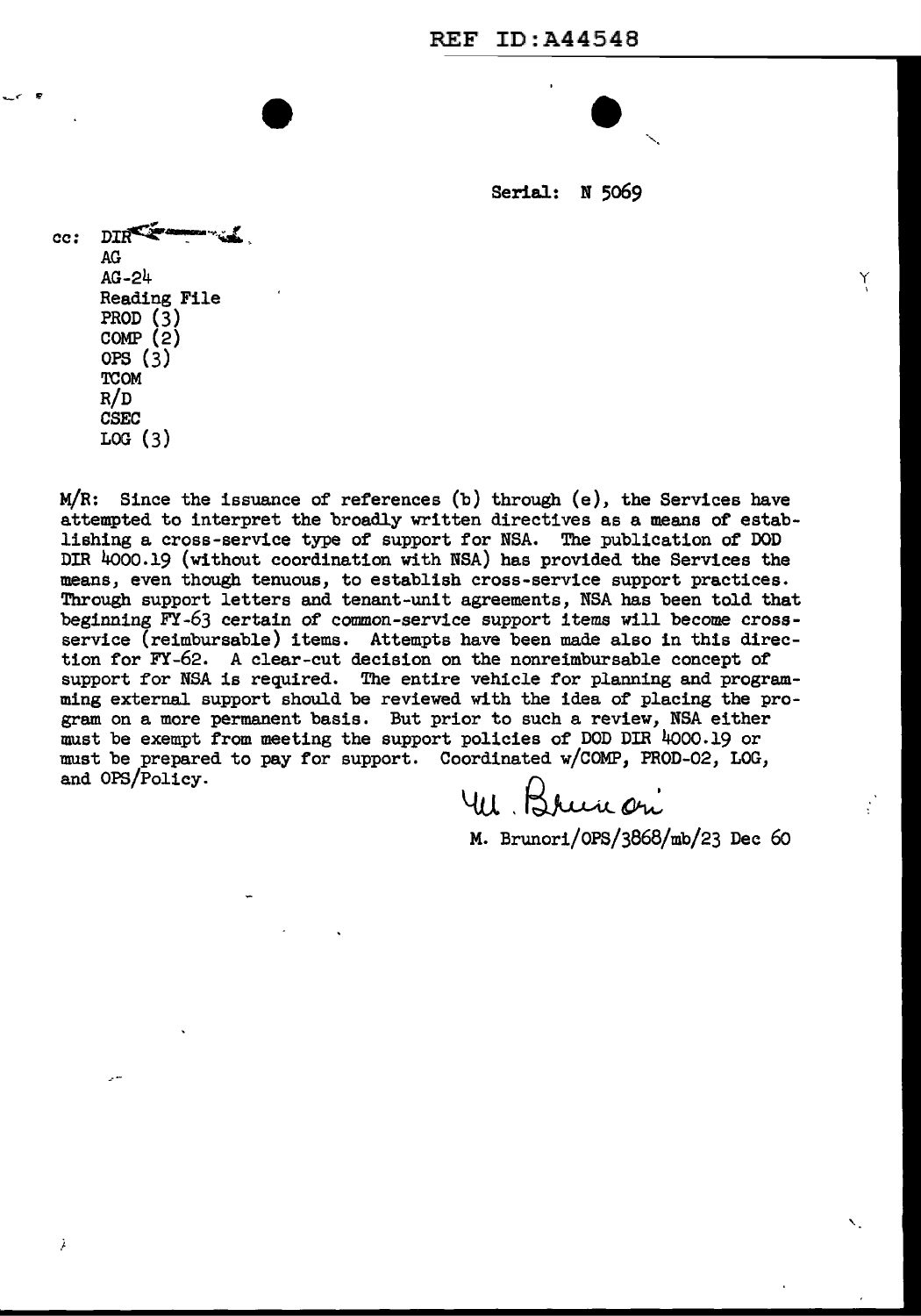REF ID:A44548

Serial: N 5069

cc: DIR
AG
AG-24
Reading File
PROD (3)
COMP (2)
OPS (3)
TCOM
R/D
CSEC
LOG (3)

M/R: Since the issuance of references (b) through (e), the Services have attempted to interpret the broadly written directives as a means of establishing a cross-service type of support for NSA. The publication of DOD DIR 4000.19 (without coordination with NSA) has provided the Services the means, even though tenuous, to establish cross-service support practices. Through support letters and tenant-unit agreements, NSA has been told that beginning FY-63 certain of common-service support items will become cross-service (reimbursable) items. Attempts have been made also in this direction for FY-62. A clear-cut decision on the nonreimbursable concept of support for NSA is required. The entire vehicle for planning and programming external support should be reviewed with the idea of placing the program on a more permanent basis. But prior to such a review, NSA either must be exempt from meeting the support policies of DOD DIR 4000.19 or must be prepared to pay for support. Coordinated w/COMP, PROD-02, LOG, and OPS/Policy.

M. Brunori

M. Brunori/OPS/3868/mb/23 Dec 60